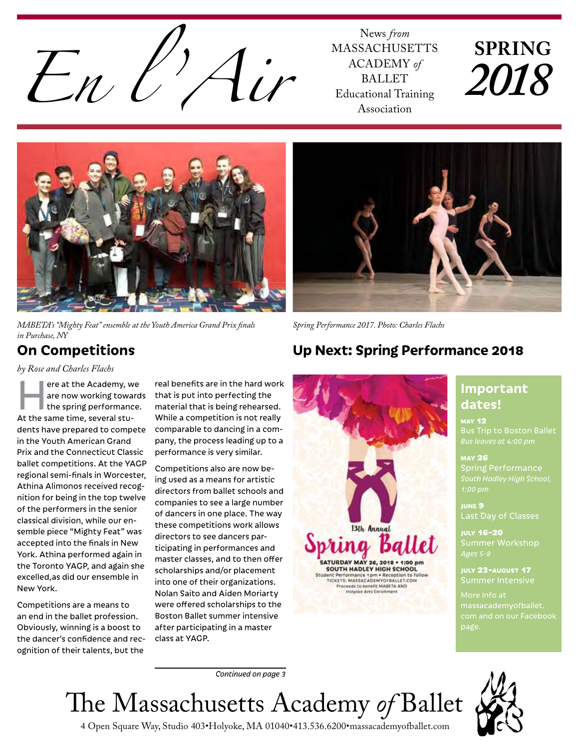# En l'Air

News *from* MASSACHUSETTS ACADEMY *of* BALLET Educational Training Association

**SPRING *2018***

*MABETA's "Mighty Feat" ensemble at the Youth America Grand Prix finals in Purchase, NY*

*Spring Performance 2017. Photo: Charles Flachs*

## On Competitions

*by Rose and Charles Flachs*

Here at the Academy, we are now working towards the spring performance. At the same time, several students have prepared to compete in the Youth American Grand Prix and the Connecticut Classic ballet competitions. At the YAGP regional semi-finals in Worcester, Athina Alimonos received recognition for being in the top twelve of the performers in the senior classical division, while our ensemble piece "Mighty Feat" was accepted into the finals in New York. Athina performed again in the Toronto YAGP, and again she excelled,as did our ensemble in New York.

Competitions are a means to an end in the ballet profession. Obviously, winning is a boost to the dancer's confidence and recognition of their talents, but the real benefits are in the hard work that is put into perfecting the material that is being rehearsed. While a competition is not really comparable to dancing in a company, the process leading up to a performance is very similar.

Competitions also are now being used as a means for artistic directors from ballet schools and companies to see a large number of dancers in one place. The way these competitions work allows directors to see dancers participating in performances and master classes, and to then offer scholarships and/or placement into one of their organizations. Nolan Saito and Aiden Moriarty were offered scholarships to the Boston Ballet summer intensive after participating in a master class at YAGP.

*Continued on page 3*

## Up Next: Spring Performance 2018

13th Annual **Spring Ballet**

**SATURDAY MAY 26, 2018 • 1:00 pm**
**SOUTH HADLEY HIGH SCHOOL**
Student Performance 1pm • Reception to follow
TICKETS: MASSACADEMYOFBALLET.COM
Proceeds to benefit MABETA AND Holyoke Arts Enrichment

### Important dates!

**MAY 12**
Bus Trip to Boston Ballet
*Bus leaves at 4:00 pm*

**MAY 26**
Spring Performance
*South Hadley High School, 1:00 pm*

**JUNE 9**
Last Day of Classes

**JULY 16-20**
Summer Workshop
*Ages 5-8*

**JULY 23-AUGUST 17**
Summer Intensive

More info at massacademyofballet.com and on our Facebook page.

The Massachusetts Academy *of* Ballet

4 Open Square Way, Studio 403•Holyoke, MA 01040•413.536.6200•massacademyofballet.com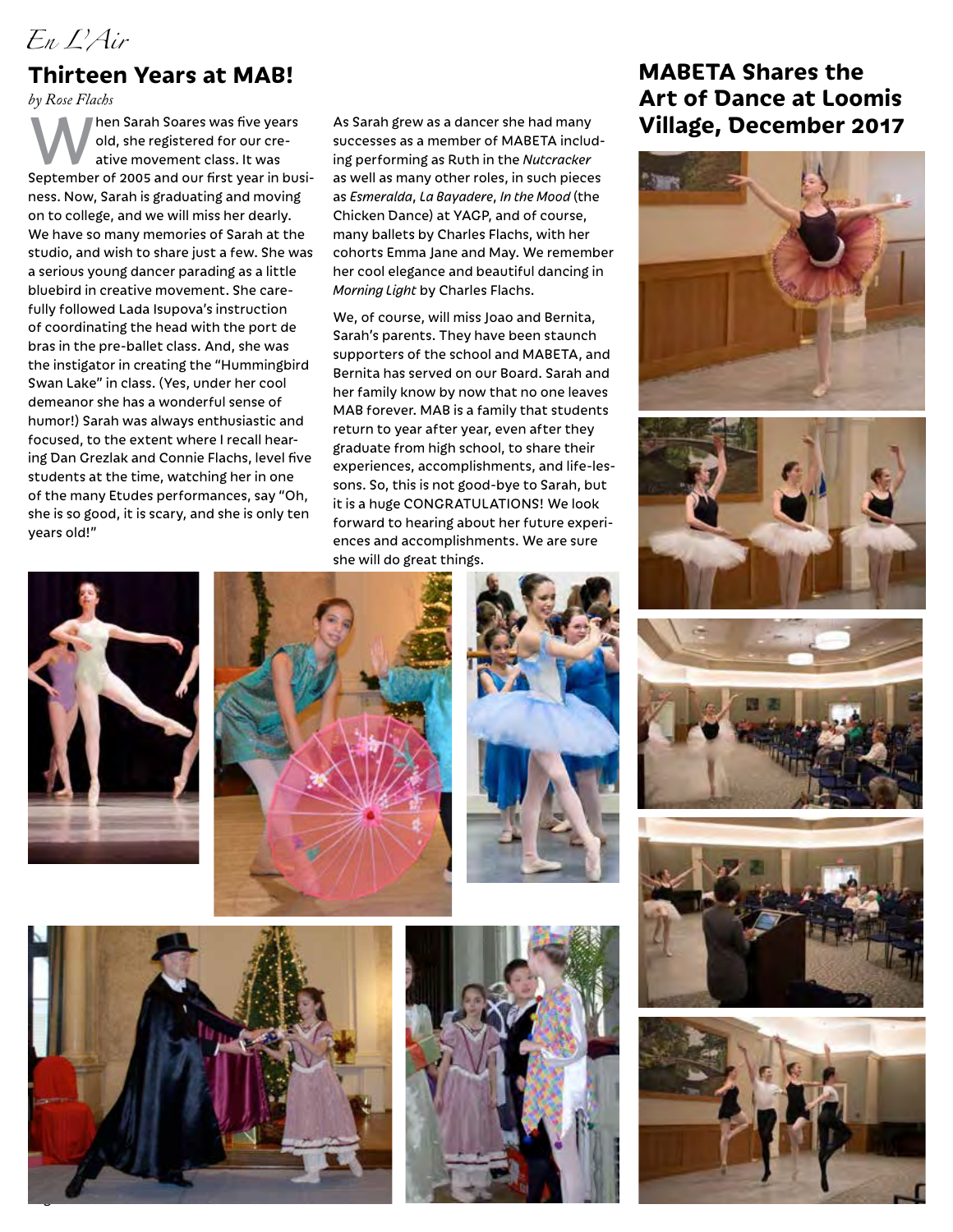*En L'Air*

## Thirteen Years at MAB!

*by Rose Flachs*

When Sarah Soares was five years old, she registered for our creative movement class. It was September of 2005 and our first year in business. Now, Sarah is graduating and moving on to college, and we will miss her dearly. We have so many memories of Sarah at the studio, and wish to share just a few. She was a serious young dancer parading as a little bluebird in creative movement. She carefully followed Lada Isupova's instruction of coordinating the head with the port de bras in the pre-ballet class. And, she was the instigator in creating the "Hummingbird Swan Lake" in class. (Yes, under her cool demeanor she has a wonderful sense of humor!) Sarah was always enthusiastic and focused, to the extent where I recall hearing Dan Grezlak and Connie Flachs, level five students at the time, watching her in one of the many Etudes performances, say "Oh, she is so good, it is scary, and she is only ten years old!"

As Sarah grew as a dancer she had many successes as a member of MABETA including performing as Ruth in the *Nutcracker* as well as many other roles, in such pieces as *Esmeralda*, *La Bayadere*, *In the Mood* (the Chicken Dance) at YAGP, and of course, many ballets by Charles Flachs, with her cohorts Emma Jane and May. We remember her cool elegance and beautiful dancing in *Morning Light* by Charles Flachs.

We, of course, will miss Joao and Bernita, Sarah's parents. They have been staunch supporters of the school and MABETA, and Bernita has served on our Board. Sarah and her family know by now that no one leaves MAB forever. MAB is a family that students return to year after year, even after they graduate from high school, to share their experiences, accomplishments, and life-lessons. So, this is not good-bye to Sarah, but it is a huge CONGRATULATIONS! We look forward to hearing about her future experiences and accomplishments. We are sure she will do great things.

## MABETA Shares the Art of Dance at Loomis Village, December 2017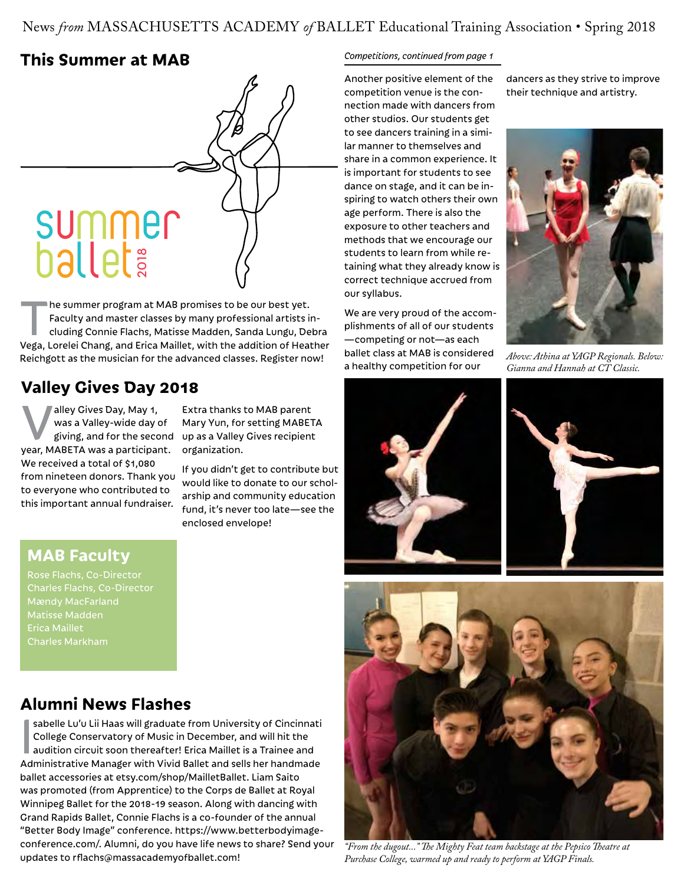## This Summer at MAB

summer ballet 2018

The summer program at MAB promises to be our best yet. Faculty and master classes by many professional artists including Connie Flachs, Matisse Madden, Sanda Lungu, Debra Vega, Lorelei Chang, and Erica Maillet, with the addition of Heather Reichgott as the musician for the advanced classes. Register now!

## Valley Gives Day 2018

Valley Gives Day, May 1, was a Valley-wide day of giving, and for the second year, MABETA was a participant. We received a total of $1,080 from nineteen donors. Thank you to everyone who contributed to this important annual fundraiser.

Extra thanks to MAB parent Mary Yun, for setting MABETA up as a Valley Gives recipient organization.

If you didn't get to contribute but would like to donate to our scholarship and community education fund, it's never too late—see the enclosed envelope!

## MAB Faculty

Rose Flachs, Co-Director
Charles Flachs, Co-Director
Mændy MacFarland
Matisse Madden
Erica Maillet
Charles Markham

## Alumni News Flashes

Isabelle Lu'u Lii Haas will graduate from University of Cincinnati College Conservatory of Music in December, and will hit the audition circuit soon thereafter! Erica Maillet is a Trainee and Administrative Manager with Vivid Ballet and sells her handmade ballet accessories at etsy.com/shop/MailletBallet. Liam Saito was promoted (from Apprentice) to the Corps de Ballet at Royal Winnipeg Ballet for the 2018-19 season. Along with dancing with Grand Rapids Ballet, Connie Flachs is a co-founder of the annual "Better Body Image" conference. https://www.betterbodyimage-conference.com/. Alumni, do you have life news to share? Send your updates to rflachs@massacademyofballet.com!

*Competitions, continued from page 1*

Another positive element of the competition venue is the connection made with dancers from other studios. Our students get to see dancers training in a similar manner to themselves and share in a common experience. It is important for students to see dance on stage, and it can be inspiring to watch others their own age perform. There is also the exposure to other teachers and methods that we encourage our students to learn from while retaining what they already know is correct technique accrued from our syllabus.

We are very proud of the accomplishments of all of our students—competing or not—as each ballet class at MAB is considered a healthy competition for our dancers as they strive to improve their technique and artistry.

*Above: Athina at YAGP Regionals. Below: Gianna and Hannah at CT Classic.*

*"From the dugout..." The Mighty Feat team backstage at the Pepsico Theatre at Purchase College, warmed up and ready to perform at YAGP Finals.*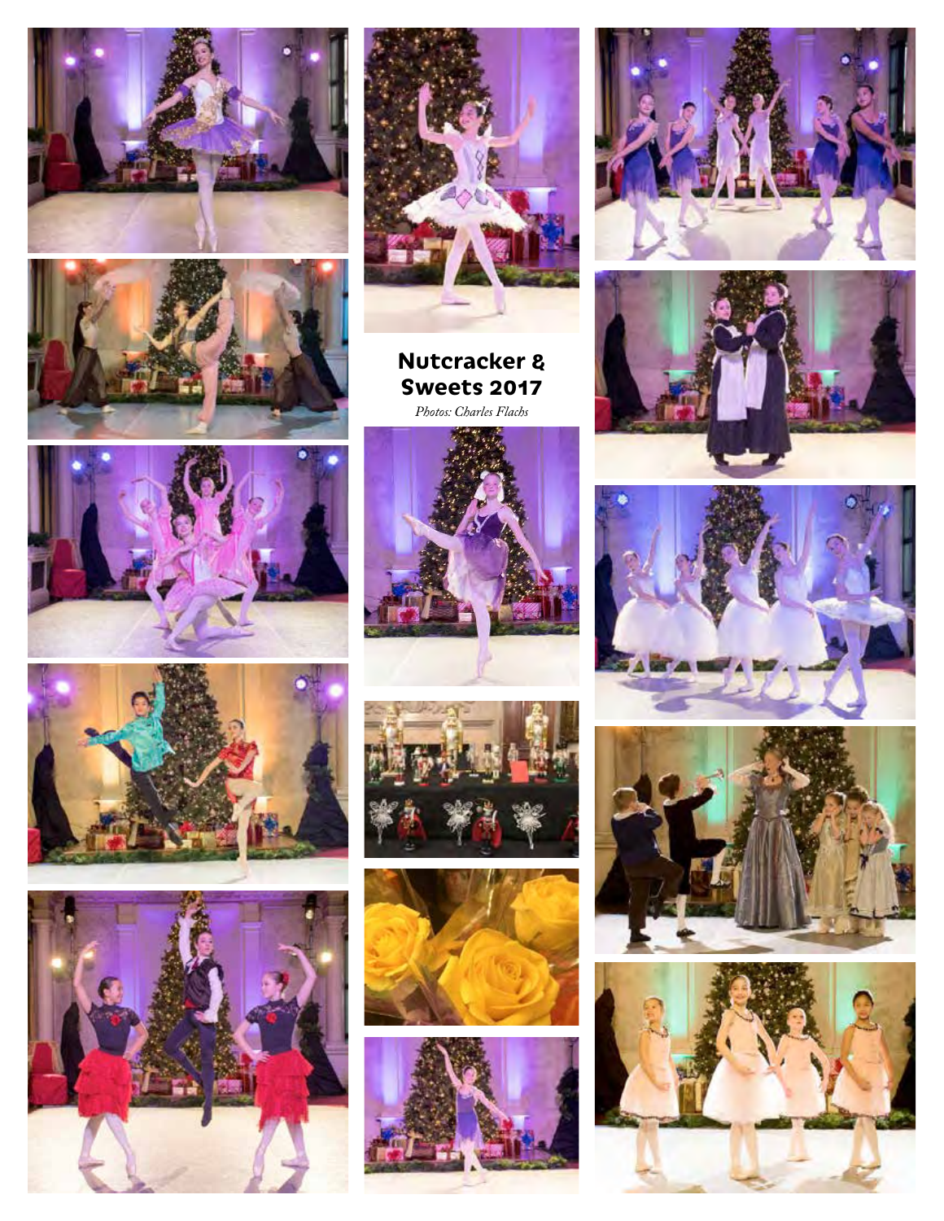# Nutcracker & Sweets 2017

*Photos: Charles Flachs*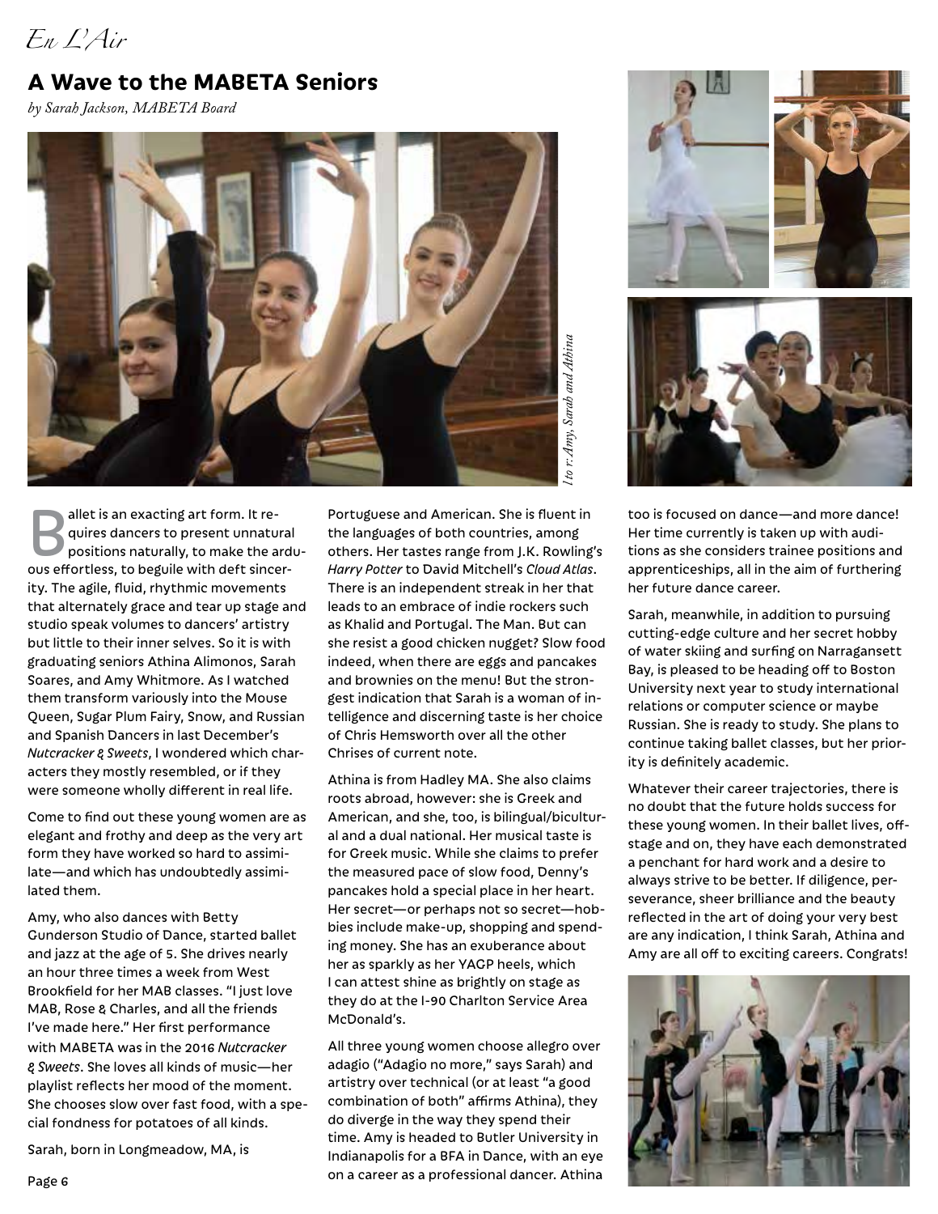*En L'Air*

## A Wave to the MABETA Seniors

*by Sarah Jackson, MABETA Board*

*l to r: Amy, Sarah and Athina*

Ballet is an exacting art form. It requires dancers to present unnatural positions naturally, to make the arduous effortless, to beguile with deft sincerity. The agile, fluid, rhythmic movements that alternately grace and tear up stage and studio speak volumes to dancers' artistry but little to their inner selves. So it is with graduating seniors Athina Alimonos, Sarah Soares, and Amy Whitmore. As I watched them transform variously into the Mouse Queen, Sugar Plum Fairy, Snow, and Russian and Spanish Dancers in last December's *Nutcracker & Sweets*, I wondered which characters they mostly resembled, or if they were someone wholly different in real life.

Come to find out these young women are as elegant and frothy and deep as the very art form they have worked so hard to assimilate—and which has undoubtedly assimilated them.

Amy, who also dances with Betty Gunderson Studio of Dance, started ballet and jazz at the age of 5. She drives nearly an hour three times a week from West Brookfield for her MAB classes. "I just love MAB, Rose & Charles, and all the friends I've made here." Her first performance with MABETA was in the 2016 *Nutcracker & Sweets*. She loves all kinds of music—her playlist reflects her mood of the moment. She chooses slow over fast food, with a special fondness for potatoes of all kinds.

Sarah, born in Longmeadow, MA, is Portuguese and American. She is fluent in the languages of both countries, among others. Her tastes range from J.K. Rowling's *Harry Potter* to David Mitchell's *Cloud Atlas*. There is an independent streak in her that leads to an embrace of indie rockers such as Khalid and Portugal. The Man. But can she resist a good chicken nugget? Slow food indeed, when there are eggs and pancakes and brownies on the menu! But the strongest indication that Sarah is a woman of intelligence and discerning taste is her choice of Chris Hemsworth over all the other Chrises of current note.

Athina is from Hadley MA. She also claims roots abroad, however: she is Greek and American, and she, too, is bilingual/bicultural and a dual national. Her musical taste is for Greek music. While she claims to prefer the measured pace of slow food, Denny's pancakes hold a special place in her heart. Her secret—or perhaps not so secret—hobbies include make-up, shopping and spending money. She has an exuberance about her as sparkly as her YAGP heels, which I can attest shine as brightly on stage as they do at the I-90 Charlton Service Area McDonald's.

All three young women choose allegro over adagio ("Adagio no more," says Sarah) and artistry over technical (or at least "a good combination of both" affirms Athina), they do diverge in the way they spend their time. Amy is headed to Butler University in Indianapolis for a BFA in Dance, with an eye on a career as a professional dancer. Athina too is focused on dance—and more dance! Her time currently is taken up with auditions as she considers trainee positions and apprenticeships, all in the aim of furthering her future dance career.

Sarah, meanwhile, in addition to pursuing cutting-edge culture and her secret hobby of water skiing and surfing on Narragansett Bay, is pleased to be heading off to Boston University next year to study international relations or computer science or maybe Russian. She is ready to study. She plans to continue taking ballet classes, but her priority is definitely academic.

Whatever their career trajectories, there is no doubt that the future holds success for these young women. In their ballet lives, offstage and on, they have each demonstrated a penchant for hard work and a desire to always strive to be better. If diligence, perseverance, sheer brilliance and the beauty reflected in the art of doing your very best are any indication, I think Sarah, Athina and Amy are all off to exciting careers. Congrats!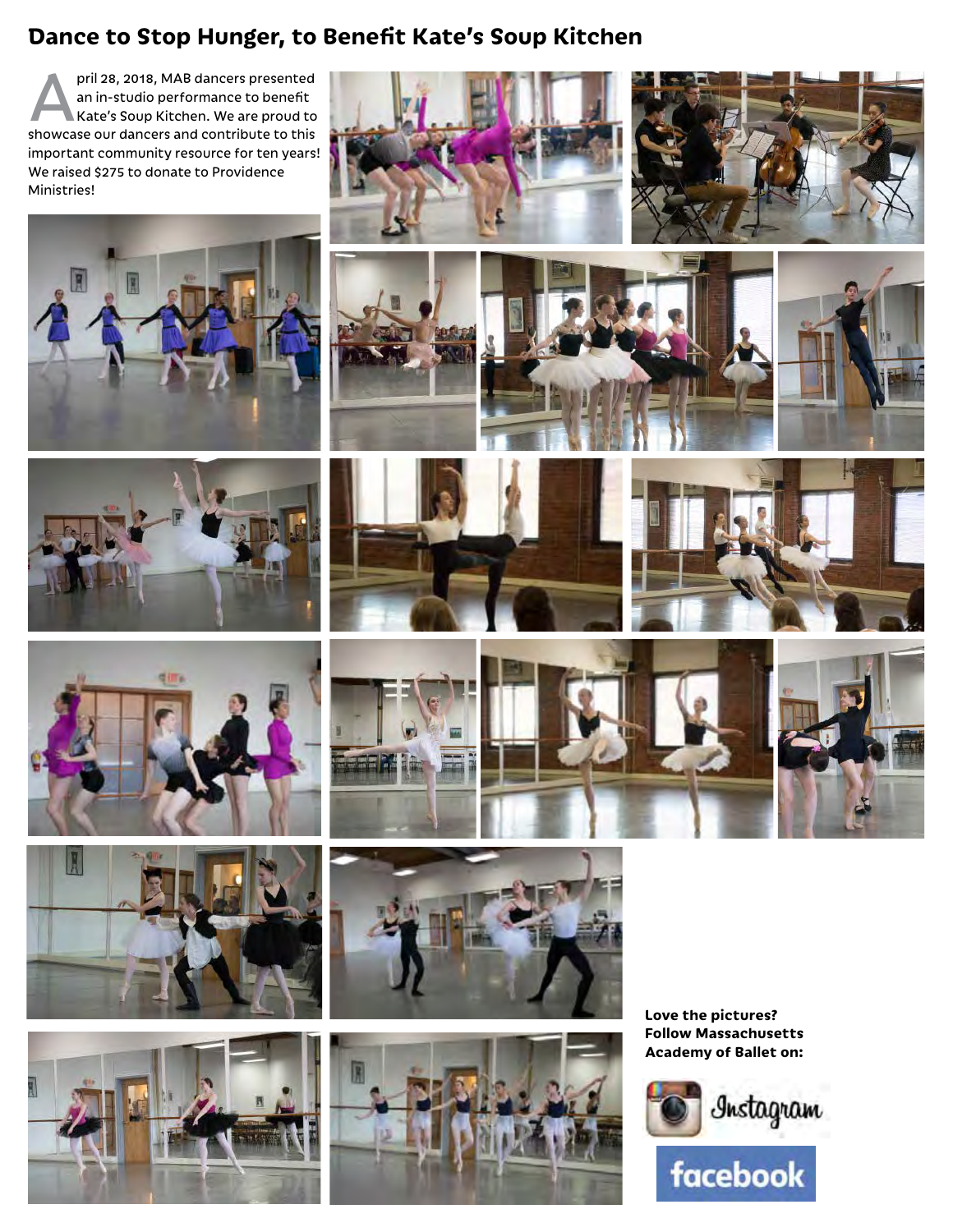# Dance to Stop Hunger, to Benefit Kate's Soup Kitchen

April 28, 2018, MAB dancers presented an in-studio performance to benefit Kate's Soup Kitchen. We are proud to showcase our dancers and contribute to this important community resource for ten years! We raised $275 to donate to Providence Ministries!

**Love the pictures? Follow Massachusetts Academy of Ballet on:**

Instagram

facebook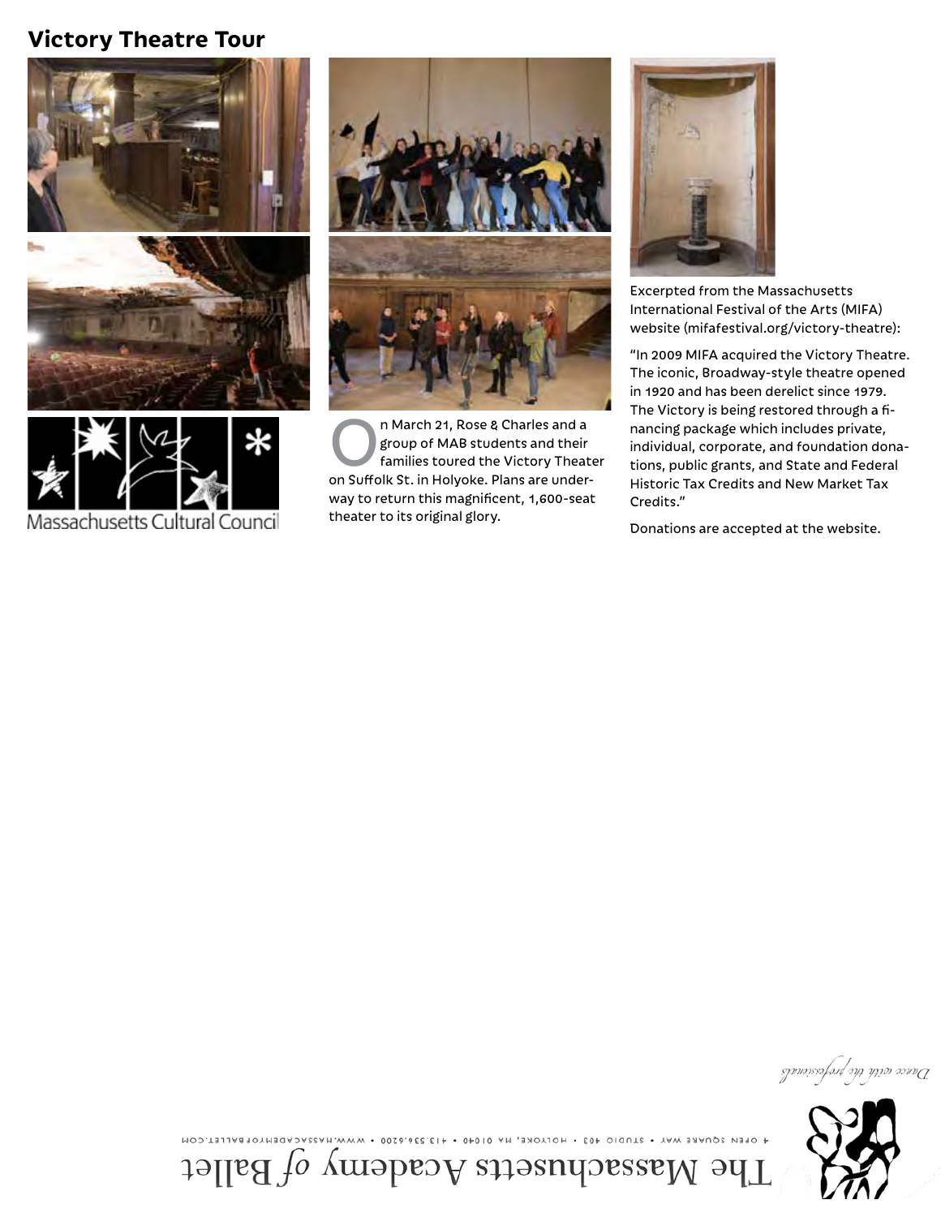## Victory Theatre Tour

Massachusetts Cultural Council

On March 21, Rose & Charles and a group of MAB students and their families toured the Victory Theater on Suffolk St. in Holyoke. Plans are underway to return this magnificent, 1,600-seat theater to its original glory.

Excerpted from the Massachusetts International Festival of the Arts (MIFA) website (mifafestival.org/victory-theatre):

"In 2009 MIFA acquired the Victory Theatre. The iconic, Broadway-style theatre opened in 1920 and has been derelict since 1979. The Victory is being restored through a financing package which includes private, individual, corporate, and foundation donations, public grants, and State and Federal Historic Tax Credits and New Market Tax Credits."

Donations are accepted at the website.

*Dance with the professionals*

The Massachusetts Academy *of* Ballet

4 OPEN SQUARE WAY • STUDIO 403 • HOLYOKE, MA 01040 • 413.536.6200 • WWW.MASSACADEMYOFBALLET.COM